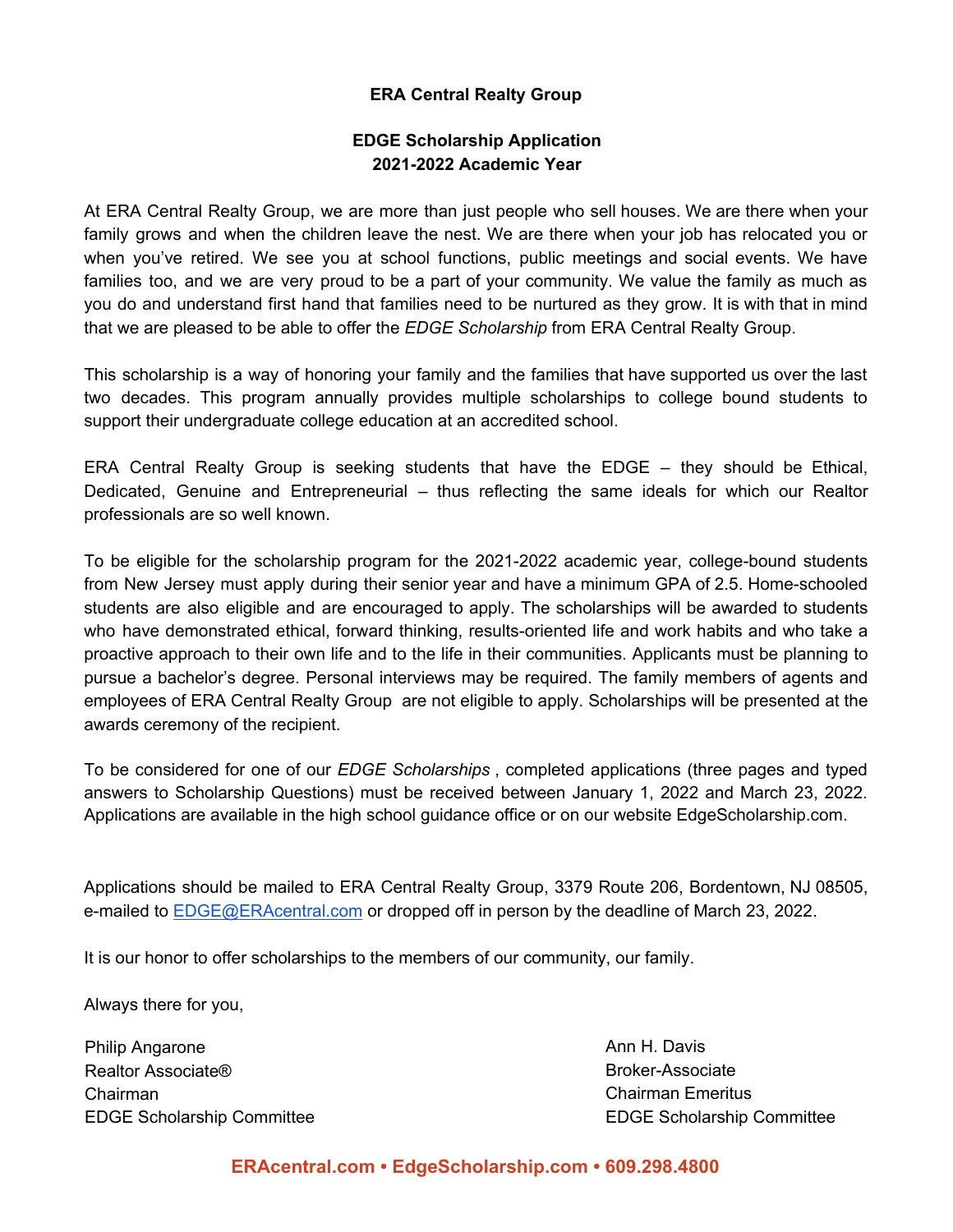**ERA Central Realty Group**

**EDGE Scholarship Application**
**2021-2022 Academic Year**

At ERA Central Realty Group, we are more than just people who sell houses. We are there when your family grows and when the children leave the nest. We are there when your job has relocated you or when you've retired. We see you at school functions, public meetings and social events. We have families too, and we are very proud to be a part of your community. We value the family as much as you do and understand first hand that families need to be nurtured as they grow. It is with that in mind that we are pleased to be able to offer the *EDGE Scholarship* from ERA Central Realty Group.

This scholarship is a way of honoring your family and the families that have supported us over the last two decades. This program annually provides multiple scholarships to college bound students to support their undergraduate college education at an accredited school.

ERA Central Realty Group is seeking students that have the EDGE – they should be Ethical, Dedicated, Genuine and Entrepreneurial – thus reflecting the same ideals for which our Realtor professionals are so well known.

To be eligible for the scholarship program for the 2021-2022 academic year, college-bound students from New Jersey must apply during their senior year and have a minimum GPA of 2.5. Home-schooled students are also eligible and are encouraged to apply. The scholarships will be awarded to students who have demonstrated ethical, forward thinking, results-oriented life and work habits and who take a proactive approach to their own life and to the life in their communities. Applicants must be planning to pursue a bachelor's degree. Personal interviews may be required. The family members of agents and employees of ERA Central Realty Group are not eligible to apply. Scholarships will be presented at the awards ceremony of the recipient.

To be considered for one of our *EDGE Scholarships* , completed applications (three pages and typed answers to Scholarship Questions) must be received between January 1, 2022 and March 23, 2022. Applications are available in the high school guidance office or on our website EdgeScholarship.com.

Applications should be mailed to ERA Central Realty Group, 3379 Route 206, Bordentown, NJ 08505, e-mailed to EDGE@ERAcentral.com or dropped off in person by the deadline of March 23, 2022.

It is our honor to offer scholarships to the members of our community, our family.

Always there for you,

Philip Angarone
Realtor Associate®
Chairman
EDGE Scholarship Committee

Ann H. Davis
Broker-Associate
Chairman Emeritus
EDGE Scholarship Committee

**ERAcentral.com • EdgeScholarship.com • 609.298.4800**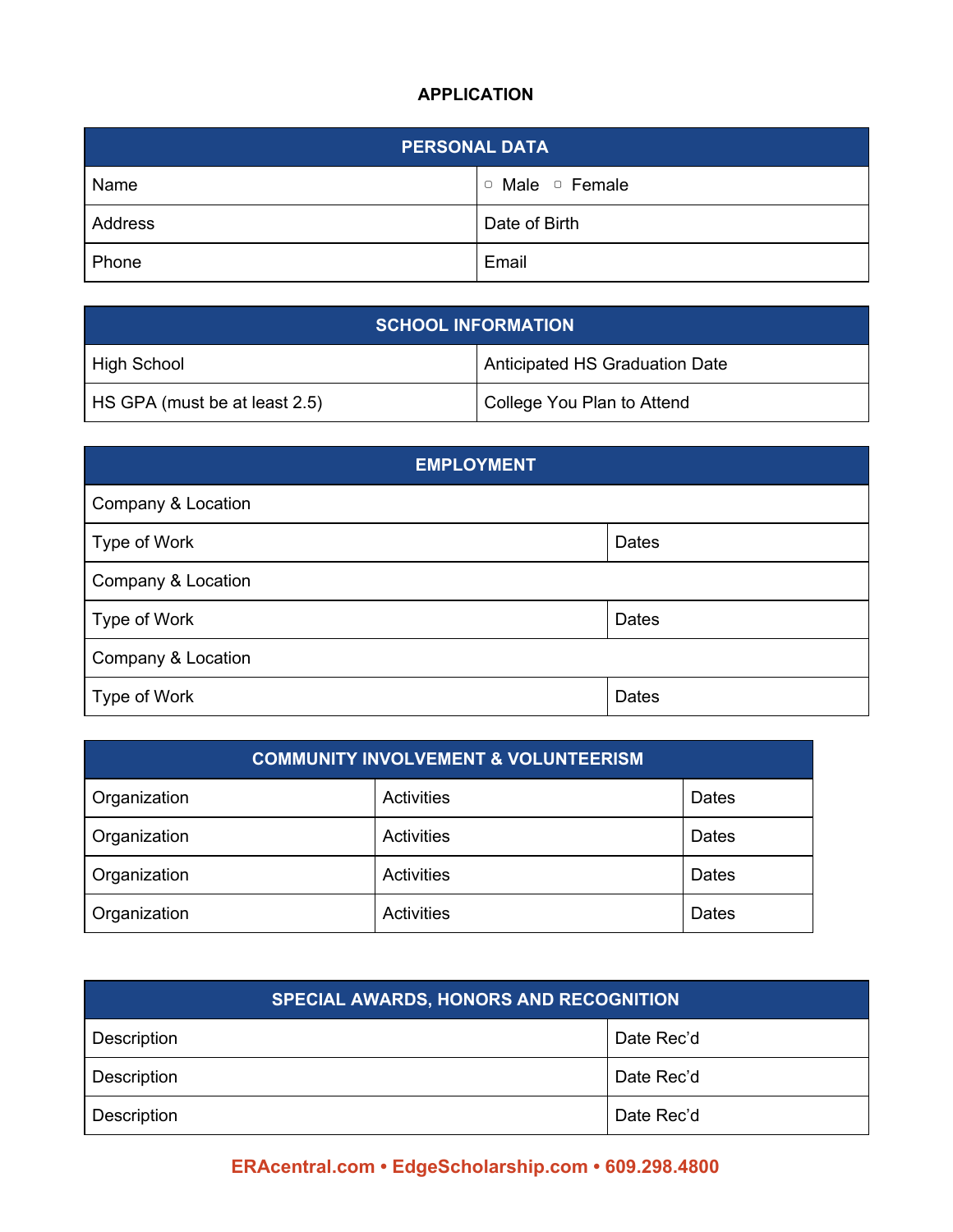# APPLICATION

| PERSONAL DATA | |
|---|---|
| Name | ▢ Male ▢ Female |
| Address | Date of Birth |
| Phone | Email |

| SCHOOL INFORMATION | |
|---|---|
| High School | Anticipated HS Graduation Date |
| HS GPA (must be at least 2.5) | College You Plan to Attend |

| EMPLOYMENT | |
|---|---|
| Company & Location | |
| Type of Work | Dates |
| Company & Location | |
| Type of Work | Dates |
| Company & Location | |
| Type of Work | Dates |

| COMMUNITY INVOLVEMENT & VOLUNTEERISM | | |
|---|---|---|
| Organization | Activities | Dates |
| Organization | Activities | Dates |
| Organization | Activities | Dates |
| Organization | Activities | Dates |

| SPECIAL AWARDS, HONORS AND RECOGNITION | |
|---|---|
| Description | Date Rec'd |
| Description | Date Rec'd |
| Description | Date Rec'd |

**ERAcentral.com • EdgeScholarship.com • 609.298.4800**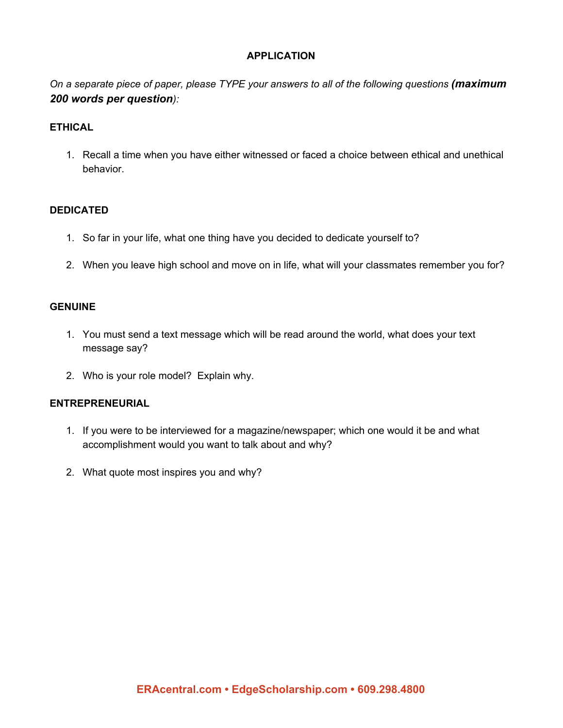# APPLICATION

*On a separate piece of paper, please TYPE your answers to all of the following questions* ***(maximum 200 words per question****):*

## ETHICAL

1. Recall a time when you have either witnessed or faced a choice between ethical and unethical behavior.

## DEDICATED

1. So far in your life, what one thing have you decided to dedicate yourself to?
2. When you leave high school and move on in life, what will your classmates remember you for?

## GENUINE

1. You must send a text message which will be read around the world, what does your text message say?
2. Who is your role model? Explain why.

## ENTREPRENEURIAL

1. If you were to be interviewed for a magazine/newspaper; which one would it be and what accomplishment would you want to talk about and why?
2. What quote most inspires you and why?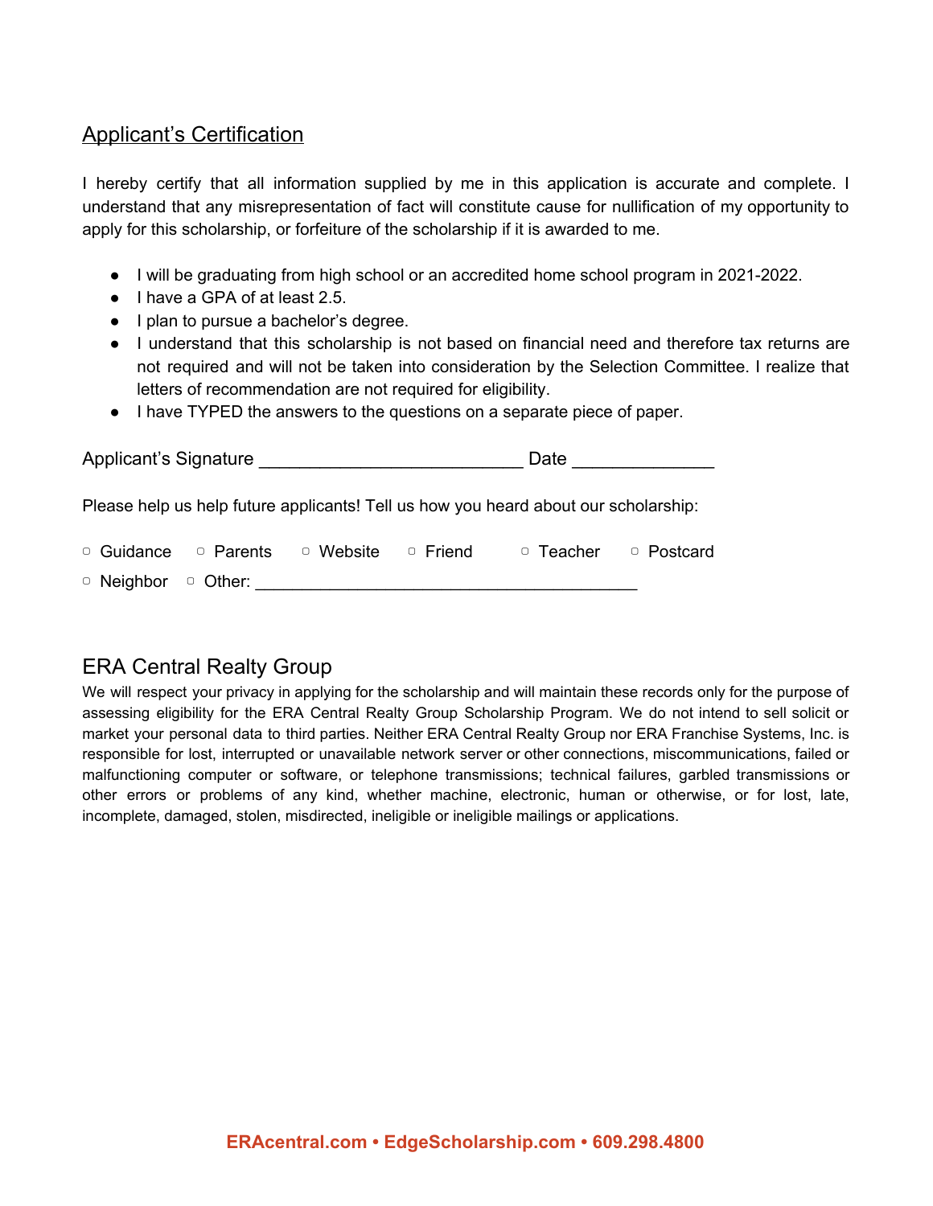## Applicant's Certification

I hereby certify that all information supplied by me in this application is accurate and complete. I understand that any misrepresentation of fact will constitute cause for nullification of my opportunity to apply for this scholarship, or forfeiture of the scholarship if it is awarded to me.

- I will be graduating from high school or an accredited home school program in 2021-2022.
- I have a GPA of at least 2.5.
- I plan to pursue a bachelor's degree.
- I understand that this scholarship is not based on financial need and therefore tax returns are not required and will not be taken into consideration by the Selection Committee. I realize that letters of recommendation are not required for eligibility.
- I have TYPED the answers to the questions on a separate piece of paper.

Applicant's Signature __________________________ Date ______________

Please help us help future applicants! Tell us how you heard about our scholarship:

▢ Guidance ▢ Parents ▢ Website ▢ Friend ▢ Teacher ▢ Postcard

▢ Neighbor ▢ Other: ________________________________________

## ERA Central Realty Group

We will respect your privacy in applying for the scholarship and will maintain these records only for the purpose of assessing eligibility for the ERA Central Realty Group Scholarship Program. We do not intend to sell solicit or market your personal data to third parties. Neither ERA Central Realty Group nor ERA Franchise Systems, Inc. is responsible for lost, interrupted or unavailable network server or other connections, miscommunications, failed or malfunctioning computer or software, or telephone transmissions; technical failures, garbled transmissions or other errors or problems of any kind, whether machine, electronic, human or otherwise, or for lost, late, incomplete, damaged, stolen, misdirected, ineligible or ineligible mailings or applications.

**ERAcentral.com • EdgeScholarship.com • 609.298.4800**